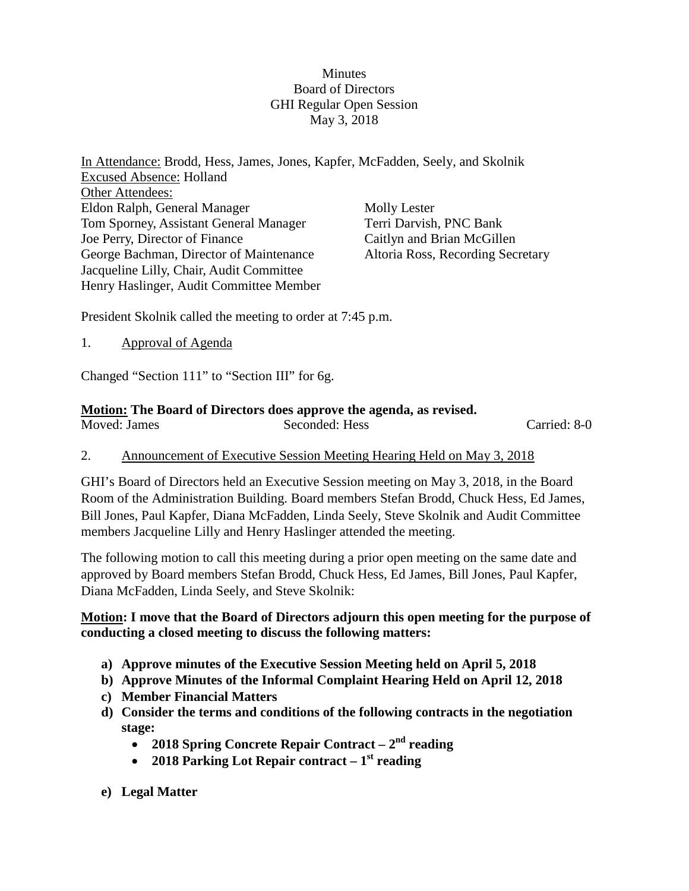Minutes
Board of Directors
GHI Regular Open Session
May 3, 2018

In Attendance: Brodd, Hess, James, Jones, Kapfer, McFadden, Seely, and Skolnik
Excused Absence: Holland
Other Attendees:

Eldon Ralph, General Manager
Tom Sporney, Assistant General Manager
Joe Perry, Director of Finance
George Bachman, Director of Maintenance
Jacqueline Lilly, Chair, Audit Committee
Henry Haslinger, Audit Committee Member
Molly Lester
Terri Darvish, PNC Bank
Caitlyn and Brian McGillen
Altoria Ross, Recording Secretary

President Skolnik called the meeting to order at 7:45 p.m.

1. Approval of Agenda

Changed "Section 111" to "Section III" for 6g.

**Motion: The Board of Directors does approve the agenda, as revised.**
Moved: James Seconded: Hess Carried: 8-0

2. Announcement of Executive Session Meeting Hearing Held on May 3, 2018

GHI's Board of Directors held an Executive Session meeting on May 3, 2018, in the Board Room of the Administration Building. Board members Stefan Brodd, Chuck Hess, Ed James, Bill Jones, Paul Kapfer, Diana McFadden, Linda Seely, Steve Skolnik and Audit Committee members Jacqueline Lilly and Henry Haslinger attended the meeting.

The following motion to call this meeting during a prior open meeting on the same date and approved by Board members Stefan Brodd, Chuck Hess, Ed James, Bill Jones, Paul Kapfer, Diana McFadden, Linda Seely, and Steve Skolnik:

**Motion: I move that the Board of Directors adjourn this open meeting for the purpose of conducting a closed meeting to discuss the following matters:**

**a) Approve minutes of the Executive Session Meeting held on April 5, 2018**
**b) Approve Minutes of the Informal Complaint Hearing Held on April 12, 2018**
**c) Member Financial Matters**
**d) Consider the terms and conditions of the following contracts in the negotiation stage:**
   - **2018 Spring Concrete Repair Contract – 2nd reading**
   - **2018 Parking Lot Repair contract – 1st reading**

**e) Legal Matter**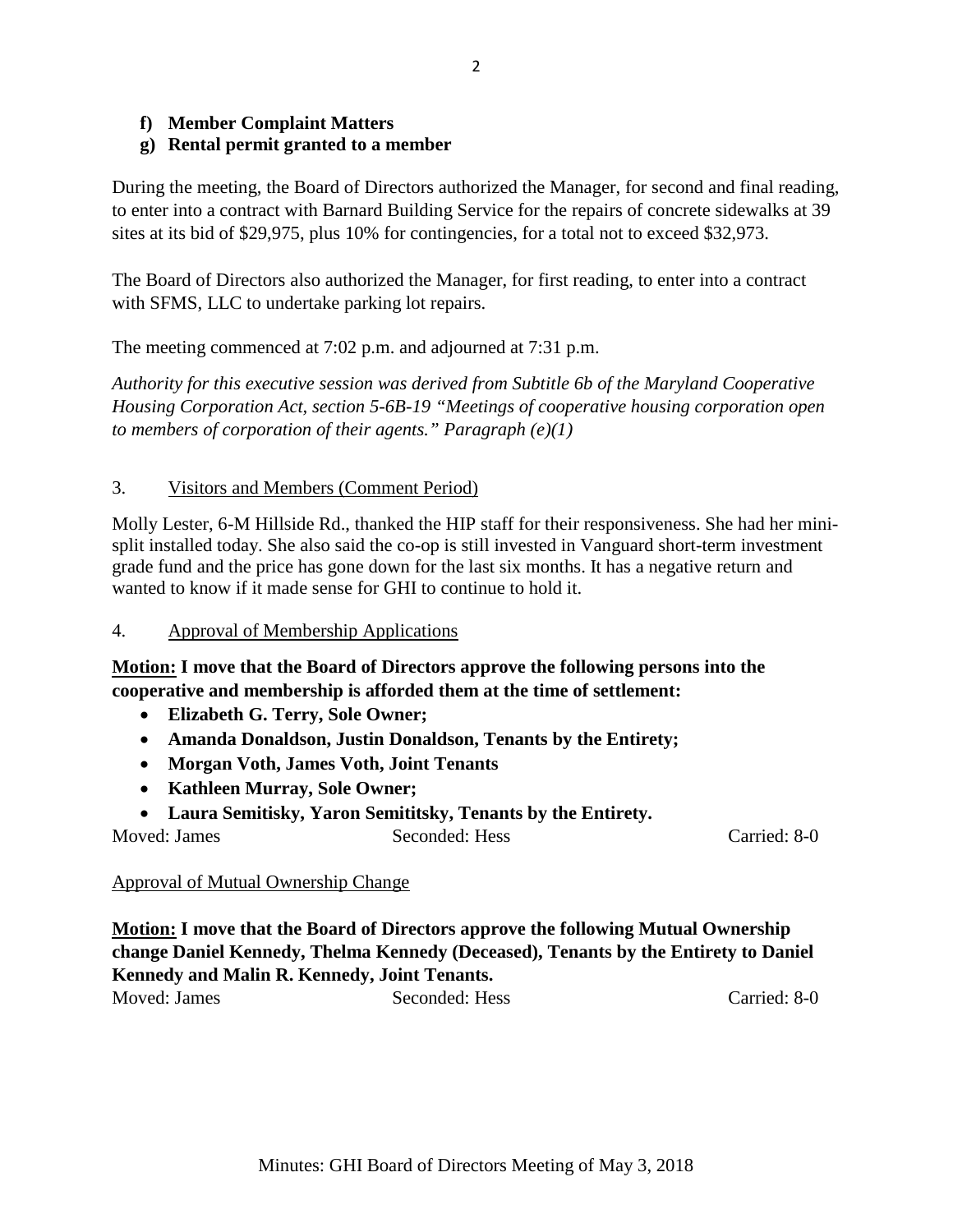- **f) Member Complaint Matters**
- **g) Rental permit granted to a member**

During the meeting, the Board of Directors authorized the Manager, for second and final reading, to enter into a contract with Barnard Building Service for the repairs of concrete sidewalks at 39 sites at its bid of $29,975, plus 10% for contingencies, for a total not to exceed $32,973.

The Board of Directors also authorized the Manager, for first reading, to enter into a contract with SFMS, LLC to undertake parking lot repairs.

The meeting commenced at 7:02 p.m. and adjourned at 7:31 p.m.

*Authority for this executive session was derived from Subtitle 6b of the Maryland Cooperative Housing Corporation Act, section 5-6B-19 "Meetings of cooperative housing corporation open to members of corporation of their agents." Paragraph (e)(1)*

3. Visitors and Members (Comment Period)

Molly Lester, 6-M Hillside Rd., thanked the HIP staff for their responsiveness. She had her mini-split installed today. She also said the co-op is still invested in Vanguard short-term investment grade fund and the price has gone down for the last six months. It has a negative return and wanted to know if it made sense for GHI to continue to hold it.

4. Approval of Membership Applications

**Motion: I move that the Board of Directors approve the following persons into the cooperative and membership is afforded them at the time of settlement:**

- **Elizabeth G. Terry, Sole Owner;**
- **Amanda Donaldson, Justin Donaldson, Tenants by the Entirety;**
- **Morgan Voth, James Voth, Joint Tenants**
- **Kathleen Murray, Sole Owner;**
- **Laura Semitisky, Yaron Semititsky, Tenants by the Entirety.**

Moved: James Seconded: Hess Carried: 8-0

Approval of Mutual Ownership Change

**Motion: I move that the Board of Directors approve the following Mutual Ownership change Daniel Kennedy, Thelma Kennedy (Deceased), Tenants by the Entirety to Daniel Kennedy and Malin R. Kennedy, Joint Tenants.**

Moved: James Seconded: Hess Carried: 8-0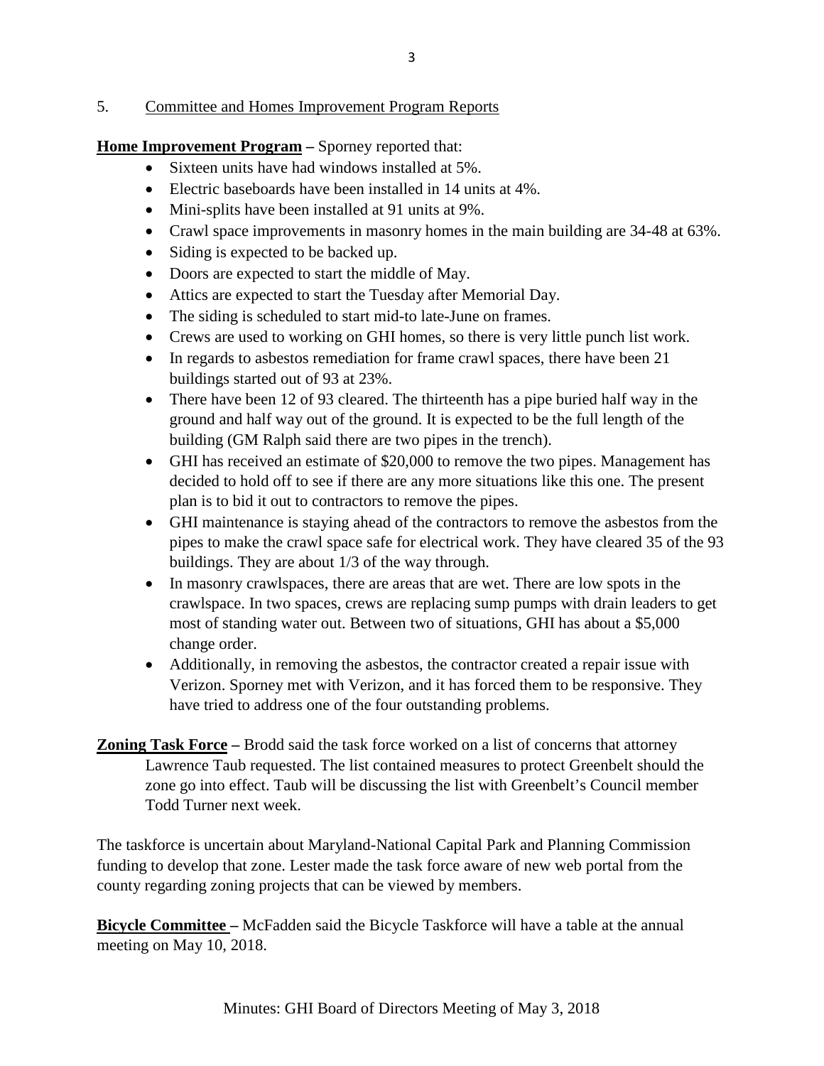5. Committee and Homes Improvement Program Reports

**Home Improvement Program –** Sporney reported that:

- Sixteen units have had windows installed at 5%.
- Electric baseboards have been installed in 14 units at 4%.
- Mini-splits have been installed at 91 units at 9%.
- Crawl space improvements in masonry homes in the main building are 34-48 at 63%.
- Siding is expected to be backed up.
- Doors are expected to start the middle of May.
- Attics are expected to start the Tuesday after Memorial Day.
- The siding is scheduled to start mid-to late-June on frames.
- Crews are used to working on GHI homes, so there is very little punch list work.
- In regards to asbestos remediation for frame crawl spaces, there have been 21 buildings started out of 93 at 23%.
- There have been 12 of 93 cleared. The thirteenth has a pipe buried half way in the ground and half way out of the ground. It is expected to be the full length of the building (GM Ralph said there are two pipes in the trench).
- GHI has received an estimate of $20,000 to remove the two pipes. Management has decided to hold off to see if there are any more situations like this one. The present plan is to bid it out to contractors to remove the pipes.
- GHI maintenance is staying ahead of the contractors to remove the asbestos from the pipes to make the crawl space safe for electrical work. They have cleared 35 of the 93 buildings. They are about 1/3 of the way through.
- In masonry crawlspaces, there are areas that are wet. There are low spots in the crawlspace. In two spaces, crews are replacing sump pumps with drain leaders to get most of standing water out. Between two of situations, GHI has about a $5,000 change order.
- Additionally, in removing the asbestos, the contractor created a repair issue with Verizon. Sporney met with Verizon, and it has forced them to be responsive. They have tried to address one of the four outstanding problems.

**Zoning Task Force –** Brodd said the task force worked on a list of concerns that attorney Lawrence Taub requested. The list contained measures to protect Greenbelt should the zone go into effect. Taub will be discussing the list with Greenbelt's Council member Todd Turner next week.

The taskforce is uncertain about Maryland-National Capital Park and Planning Commission funding to develop that zone. Lester made the task force aware of new web portal from the county regarding zoning projects that can be viewed by members.

**Bicycle Committee –** McFadden said the Bicycle Taskforce will have a table at the annual meeting on May 10, 2018.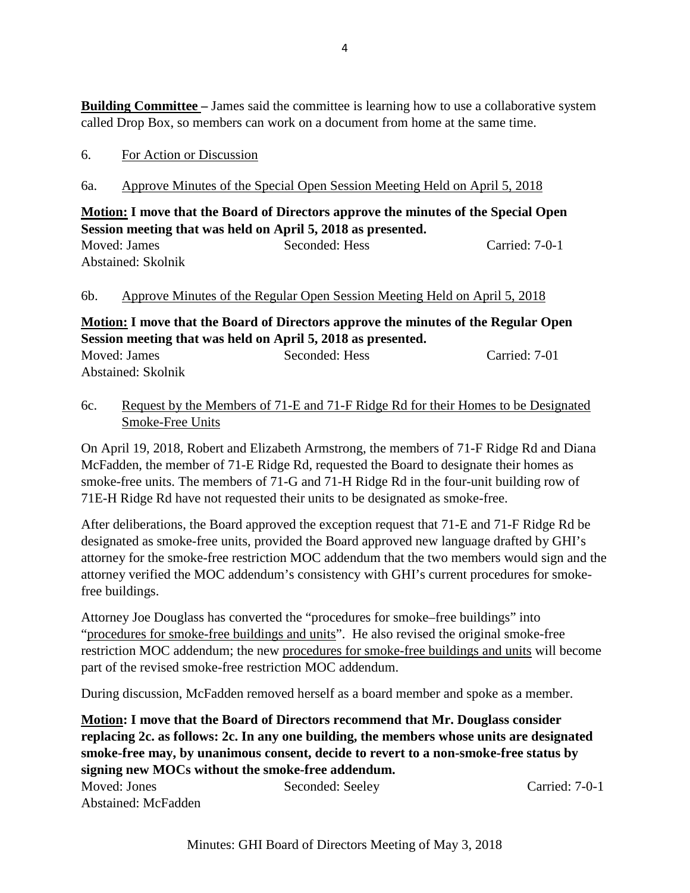**Building Committee –** James said the committee is learning how to use a collaborative system called Drop Box, so members can work on a document from home at the same time.

6. For Action or Discussion

6a. Approve Minutes of the Special Open Session Meeting Held on April 5, 2018

**Motion: I move that the Board of Directors approve the minutes of the Special Open Session meeting that was held on April 5, 2018 as presented.**

Moved: James  Seconded: Hess  Carried: 7-0-1
Abstained: Skolnik

6b. Approve Minutes of the Regular Open Session Meeting Held on April 5, 2018

**Motion: I move that the Board of Directors approve the minutes of the Regular Open Session meeting that was held on April 5, 2018 as presented.**

Moved: James  Seconded: Hess  Carried: 7-01
Abstained: Skolnik

6c. Request by the Members of 71-E and 71-F Ridge Rd for their Homes to be Designated Smoke-Free Units

On April 19, 2018, Robert and Elizabeth Armstrong, the members of 71-F Ridge Rd and Diana McFadden, the member of 71-E Ridge Rd, requested the Board to designate their homes as smoke-free units. The members of 71-G and 71-H Ridge Rd in the four-unit building row of 71E-H Ridge Rd have not requested their units to be designated as smoke-free.

After deliberations, the Board approved the exception request that 71-E and 71-F Ridge Rd be designated as smoke-free units, provided the Board approved new language drafted by GHI's attorney for the smoke-free restriction MOC addendum that the two members would sign and the attorney verified the MOC addendum's consistency with GHI's current procedures for smoke-free buildings.

Attorney Joe Douglass has converted the "procedures for smoke–free buildings" into "procedures for smoke-free buildings and units". He also revised the original smoke-free restriction MOC addendum; the new procedures for smoke-free buildings and units will become part of the revised smoke-free restriction MOC addendum.

During discussion, McFadden removed herself as a board member and spoke as a member.

**Motion: I move that the Board of Directors recommend that Mr. Douglass consider replacing 2c. as follows: 2c. In any one building, the members whose units are designated smoke-free may, by unanimous consent, decide to revert to a non-smoke-free status by signing new MOCs without the smoke-free addendum.**

Moved: Jones  Seconded: Seeley  Carried: 7-0-1
Abstained: McFadden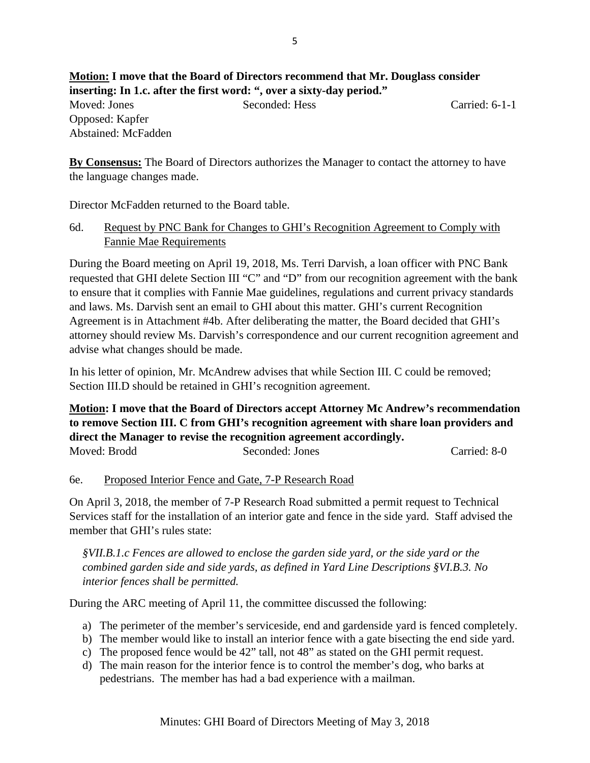**Motion: I move that the Board of Directors recommend that Mr. Douglass consider inserting: In 1.c. after the first word: ", over a sixty-day period."**

Moved: Jones Seconded: Hess Carried: 6-1-1
Opposed: Kapfer
Abstained: McFadden

**By Consensus:** The Board of Directors authorizes the Manager to contact the attorney to have the language changes made.

Director McFadden returned to the Board table.

6d. Request by PNC Bank for Changes to GHI's Recognition Agreement to Comply with Fannie Mae Requirements

During the Board meeting on April 19, 2018, Ms. Terri Darvish, a loan officer with PNC Bank requested that GHI delete Section III "C" and "D" from our recognition agreement with the bank to ensure that it complies with Fannie Mae guidelines, regulations and current privacy standards and laws. Ms. Darvish sent an email to GHI about this matter. GHI's current Recognition Agreement is in Attachment #4b. After deliberating the matter, the Board decided that GHI's attorney should review Ms. Darvish's correspondence and our current recognition agreement and advise what changes should be made.

In his letter of opinion, Mr. McAndrew advises that while Section III. C could be removed; Section III.D should be retained in GHI's recognition agreement.

**Motion: I move that the Board of Directors accept Attorney Mc Andrew's recommendation to remove Section III. C from GHI's recognition agreement with share loan providers and direct the Manager to revise the recognition agreement accordingly.**

Moved: Brodd Seconded: Jones Carried: 8-0

6e. Proposed Interior Fence and Gate, 7-P Research Road

On April 3, 2018, the member of 7-P Research Road submitted a permit request to Technical Services staff for the installation of an interior gate and fence in the side yard. Staff advised the member that GHI's rules state:

*§VII.B.1.c Fences are allowed to enclose the garden side yard, or the side yard or the combined garden side and side yards, as defined in Yard Line Descriptions §VI.B.3. No interior fences shall be permitted.*

During the ARC meeting of April 11, the committee discussed the following:

a) The perimeter of the member's serviceside, end and gardenside yard is fenced completely.
b) The member would like to install an interior fence with a gate bisecting the end side yard.
c) The proposed fence would be 42" tall, not 48" as stated on the GHI permit request.
d) The main reason for the interior fence is to control the member's dog, who barks at pedestrians. The member has had a bad experience with a mailman.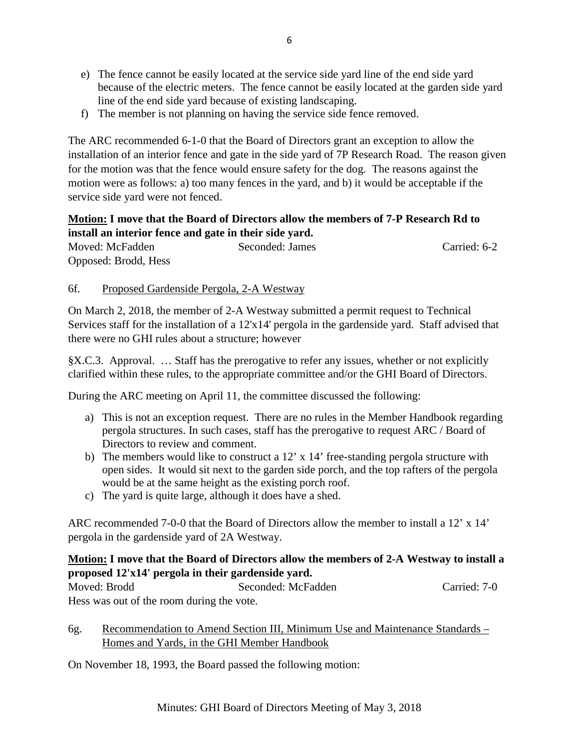e) The fence cannot be easily located at the service side yard line of the end side yard because of the electric meters. The fence cannot be easily located at the garden side yard line of the end side yard because of existing landscaping.
f) The member is not planning on having the service side fence removed.

The ARC recommended 6-1-0 that the Board of Directors grant an exception to allow the installation of an interior fence and gate in the side yard of 7P Research Road. The reason given for the motion was that the fence would ensure safety for the dog. The reasons against the motion were as follows: a) too many fences in the yard, and b) it would be acceptable if the service side yard were not fenced.

**<u>Motion:</u> I move that the Board of Directors allow the members of 7-P Research Rd to install an interior fence and gate in their side yard.**

Moved: McFadden Seconded: James Carried: 6-2
Opposed: Brodd, Hess

6f. <u>Proposed Gardenside Pergola, 2-A Westway</u>

On March 2, 2018, the member of 2-A Westway submitted a permit request to Technical Services staff for the installation of a 12'x14' pergola in the gardenside yard. Staff advised that there were no GHI rules about a structure; however

§X.C.3. Approval. … Staff has the prerogative to refer any issues, whether or not explicitly clarified within these rules, to the appropriate committee and/or the GHI Board of Directors.

During the ARC meeting on April 11, the committee discussed the following:

a) This is not an exception request. There are no rules in the Member Handbook regarding pergola structures. In such cases, staff has the prerogative to request ARC / Board of Directors to review and comment.
b) The members would like to construct a 12' x 14' free-standing pergola structure with open sides. It would sit next to the garden side porch, and the top rafters of the pergola would be at the same height as the existing porch roof.
c) The yard is quite large, although it does have a shed.

ARC recommended 7-0-0 that the Board of Directors allow the member to install a 12' x 14' pergola in the gardenside yard of 2A Westway.

**<u>Motion:</u> I move that the Board of Directors allow the members of 2-A Westway to install a proposed 12'x14' pergola in their gardenside yard.**

Moved: Brodd Seconded: McFadden Carried: 7-0
Hess was out of the room during the vote.

6g. <u>Recommendation to Amend Section III, Minimum Use and Maintenance Standards – Homes and Yards, in the GHI Member Handbook</u>

On November 18, 1993, the Board passed the following motion: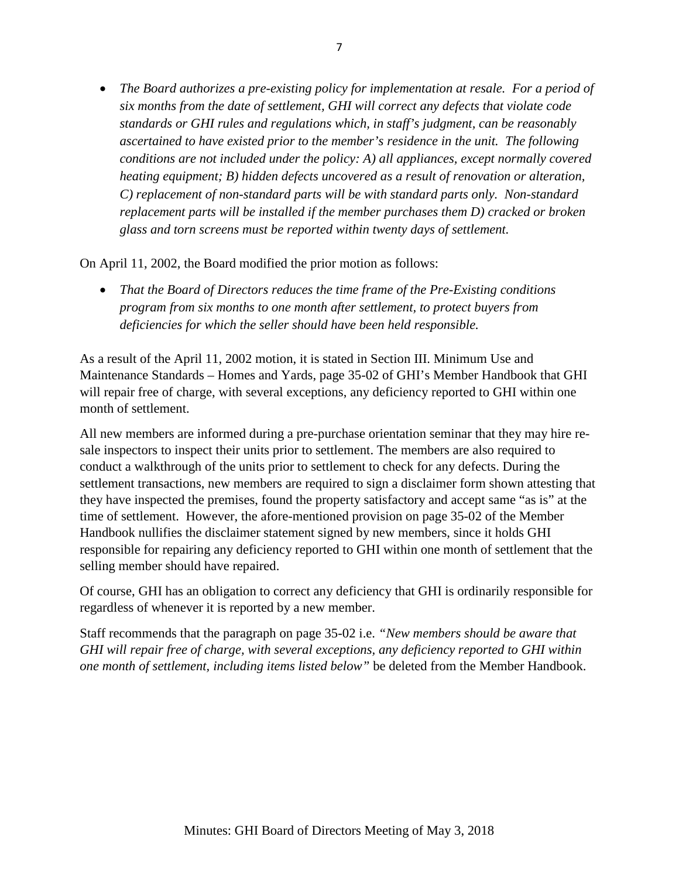- *The Board authorizes a pre-existing policy for implementation at resale. For a period of six months from the date of settlement, GHI will correct any defects that violate code standards or GHI rules and regulations which, in staff's judgment, can be reasonably ascertained to have existed prior to the member's residence in the unit. The following conditions are not included under the policy: A) all appliances, except normally covered heating equipment; B) hidden defects uncovered as a result of renovation or alteration, C) replacement of non-standard parts will be with standard parts only. Non-standard replacement parts will be installed if the member purchases them D) cracked or broken glass and torn screens must be reported within twenty days of settlement.*

On April 11, 2002, the Board modified the prior motion as follows:

- *That the Board of Directors reduces the time frame of the Pre-Existing conditions program from six months to one month after settlement, to protect buyers from deficiencies for which the seller should have been held responsible.*

As a result of the April 11, 2002 motion, it is stated in Section III. Minimum Use and Maintenance Standards – Homes and Yards, page 35-02 of GHI's Member Handbook that GHI will repair free of charge, with several exceptions, any deficiency reported to GHI within one month of settlement.

All new members are informed during a pre-purchase orientation seminar that they may hire re-sale inspectors to inspect their units prior to settlement. The members are also required to conduct a walkthrough of the units prior to settlement to check for any defects. During the settlement transactions, new members are required to sign a disclaimer form shown attesting that they have inspected the premises, found the property satisfactory and accept same "as is" at the time of settlement. However, the afore-mentioned provision on page 35-02 of the Member Handbook nullifies the disclaimer statement signed by new members, since it holds GHI responsible for repairing any deficiency reported to GHI within one month of settlement that the selling member should have repaired.

Of course, GHI has an obligation to correct any deficiency that GHI is ordinarily responsible for regardless of whenever it is reported by a new member.

Staff recommends that the paragraph on page 35-02 i.e. *"New members should be aware that GHI will repair free of charge, with several exceptions, any deficiency reported to GHI within one month of settlement, including items listed below"* be deleted from the Member Handbook.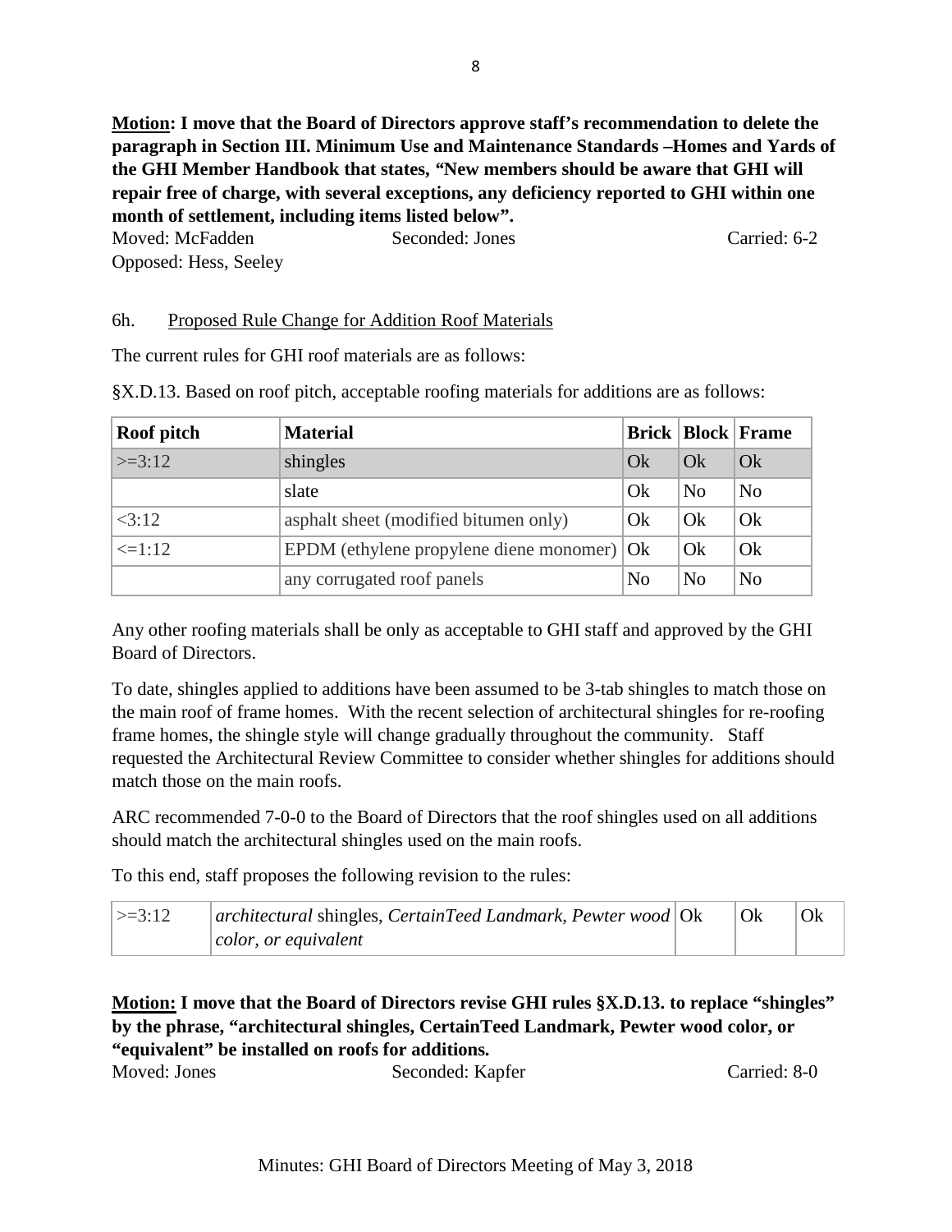**Motion: I move that the Board of Directors approve staff's recommendation to delete the paragraph in Section III. Minimum Use and Maintenance Standards –Homes and Yards of the GHI Member Handbook that states, "New members should be aware that GHI will repair free of charge, with several exceptions, any deficiency reported to GHI within one month of settlement, including items listed below".**

Moved: McFadden Seconded: Jones Carried: 6-2

Opposed: Hess, Seeley

6h. Proposed Rule Change for Addition Roof Materials

The current rules for GHI roof materials are as follows:

§X.D.13. Based on roof pitch, acceptable roofing materials for additions are as follows:

| Roof pitch | Material | Brick | Block | Frame |
|---|---|---|---|---|
| >=3:12 | shingles | Ok | Ok | Ok |
| | slate | Ok | No | No |
| <3:12 | asphalt sheet (modified bitumen only) | Ok | Ok | Ok |
| <=1:12 | EPDM (ethylene propylene diene monomer) | Ok | Ok | Ok |
| | any corrugated roof panels | No | No | No |

Any other roofing materials shall be only as acceptable to GHI staff and approved by the GHI Board of Directors.

To date, shingles applied to additions have been assumed to be 3-tab shingles to match those on the main roof of frame homes. With the recent selection of architectural shingles for re-roofing frame homes, the shingle style will change gradually throughout the community. Staff requested the Architectural Review Committee to consider whether shingles for additions should match those on the main roofs.

ARC recommended 7-0-0 to the Board of Directors that the roof shingles used on all additions should match the architectural shingles used on the main roofs.

To this end, staff proposes the following revision to the rules:

| | | | | |
|---|---|---|---|---|
| >=3:12 | *architectural* shingles, *CertainTeed Landmark, Pewter wood color, or equivalent* | Ok | Ok | Ok |

**Motion: I move that the Board of Directors revise GHI rules §X.D.13. to replace "shingles" by the phrase, "architectural shingles, CertainTeed Landmark, Pewter wood color, or "equivalent" be installed on roofs for additions.**

Moved: Jones Seconded: Kapfer Carried: 8-0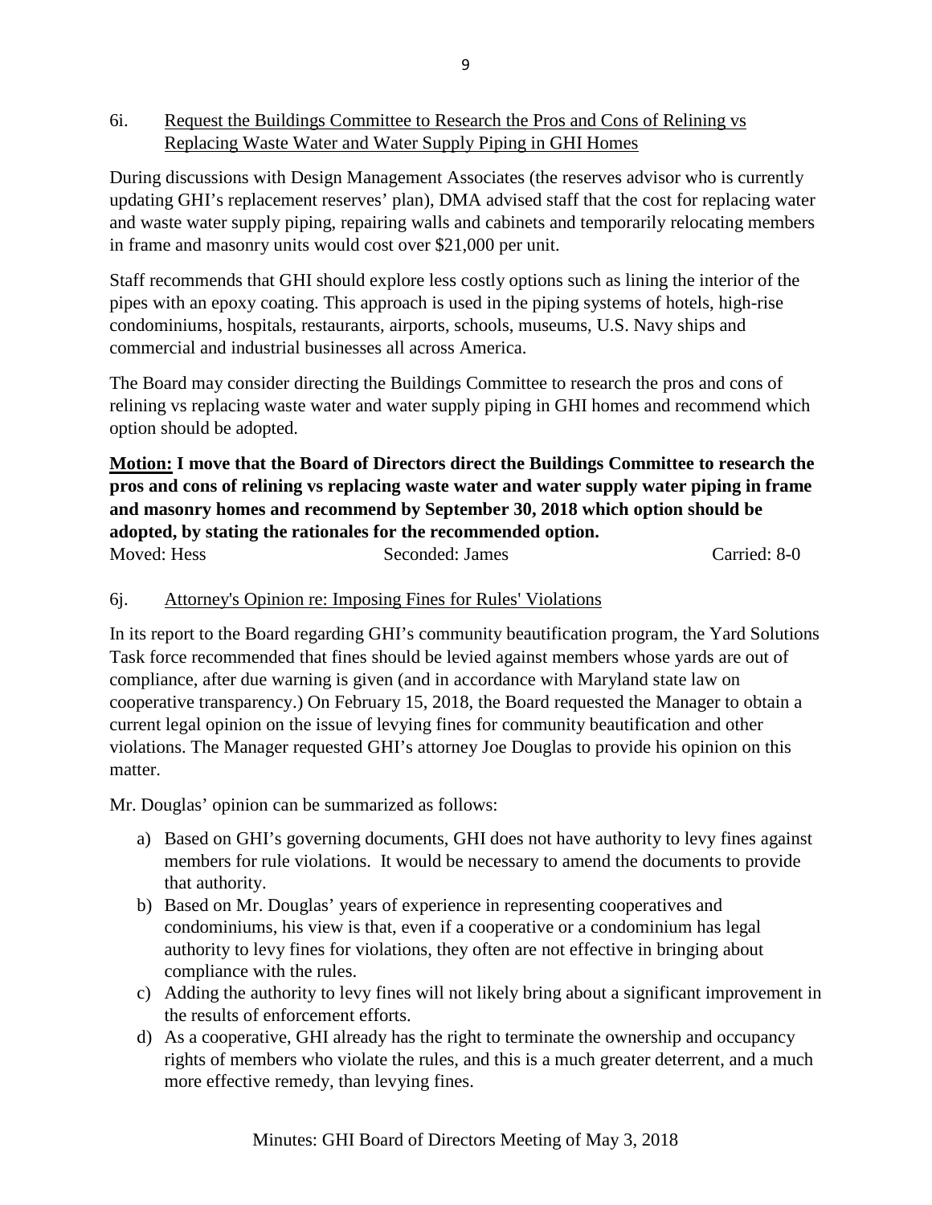6i. Request the Buildings Committee to Research the Pros and Cons of Relining vs Replacing Waste Water and Water Supply Piping in GHI Homes

During discussions with Design Management Associates (the reserves advisor who is currently updating GHI's replacement reserves' plan), DMA advised staff that the cost for replacing water and waste water supply piping, repairing walls and cabinets and temporarily relocating members in frame and masonry units would cost over $21,000 per unit.

Staff recommends that GHI should explore less costly options such as lining the interior of the pipes with an epoxy coating. This approach is used in the piping systems of hotels, high-rise condominiums, hospitals, restaurants, airports, schools, museums, U.S. Navy ships and commercial and industrial businesses all across America.

The Board may consider directing the Buildings Committee to research the pros and cons of relining vs replacing waste water and water supply piping in GHI homes and recommend which option should be adopted.

**Motion: I move that the Board of Directors direct the Buildings Committee to research the pros and cons of relining vs replacing waste water and water supply water piping in frame and masonry homes and recommend by September 30, 2018 which option should be adopted, by stating the rationales for the recommended option.**

Moved: Hess Seconded: James Carried: 8-0

6j. Attorney's Opinion re: Imposing Fines for Rules' Violations

In its report to the Board regarding GHI's community beautification program, the Yard Solutions Task force recommended that fines should be levied against members whose yards are out of compliance, after due warning is given (and in accordance with Maryland state law on cooperative transparency.) On February 15, 2018, the Board requested the Manager to obtain a current legal opinion on the issue of levying fines for community beautification and other violations. The Manager requested GHI's attorney Joe Douglas to provide his opinion on this matter.

Mr. Douglas' opinion can be summarized as follows:

a) Based on GHI's governing documents, GHI does not have authority to levy fines against members for rule violations. It would be necessary to amend the documents to provide that authority.
b) Based on Mr. Douglas' years of experience in representing cooperatives and condominiums, his view is that, even if a cooperative or a condominium has legal authority to levy fines for violations, they often are not effective in bringing about compliance with the rules.
c) Adding the authority to levy fines will not likely bring about a significant improvement in the results of enforcement efforts.
d) As a cooperative, GHI already has the right to terminate the ownership and occupancy rights of members who violate the rules, and this is a much greater deterrent, and a much more effective remedy, than levying fines.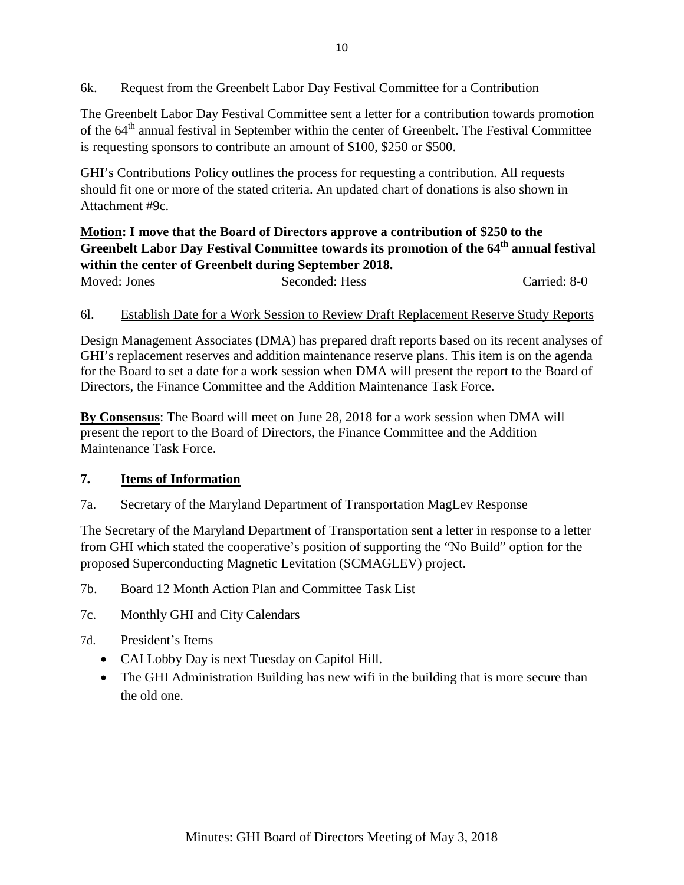6k. <u>Request from the Greenbelt Labor Day Festival Committee for a Contribution</u>

The Greenbelt Labor Day Festival Committee sent a letter for a contribution towards promotion of the 64th annual festival in September within the center of Greenbelt. The Festival Committee is requesting sponsors to contribute an amount of $100, $250 or $500.

GHI's Contributions Policy outlines the process for requesting a contribution. All requests should fit one or more of the stated criteria. An updated chart of donations is also shown in Attachment #9c.

**<u>Motion</u>: I move that the Board of Directors approve a contribution of $250 to the Greenbelt Labor Day Festival Committee towards its promotion of the 64th annual festival within the center of Greenbelt during September 2018.**

Moved: Jones | Seconded: Hess | Carried: 8-0

6l. <u>Establish Date for a Work Session to Review Draft Replacement Reserve Study Reports</u>

Design Management Associates (DMA) has prepared draft reports based on its recent analyses of GHI's replacement reserves and addition maintenance reserve plans. This item is on the agenda for the Board to set a date for a work session when DMA will present the report to the Board of Directors, the Finance Committee and the Addition Maintenance Task Force.

**<u>By Consensus</u>**: The Board will meet on June 28, 2018 for a work session when DMA will present the report to the Board of Directors, the Finance Committee and the Addition Maintenance Task Force.

## 7. <u>Items of Information</u>

7a. Secretary of the Maryland Department of Transportation MagLev Response

The Secretary of the Maryland Department of Transportation sent a letter in response to a letter from GHI which stated the cooperative's position of supporting the "No Build" option for the proposed Superconducting Magnetic Levitation (SCMAGLEV) project.

7b. Board 12 Month Action Plan and Committee Task List

7c. Monthly GHI and City Calendars

7d. President's Items

- CAI Lobby Day is next Tuesday on Capitol Hill.
- The GHI Administration Building has new wifi in the building that is more secure than the old one.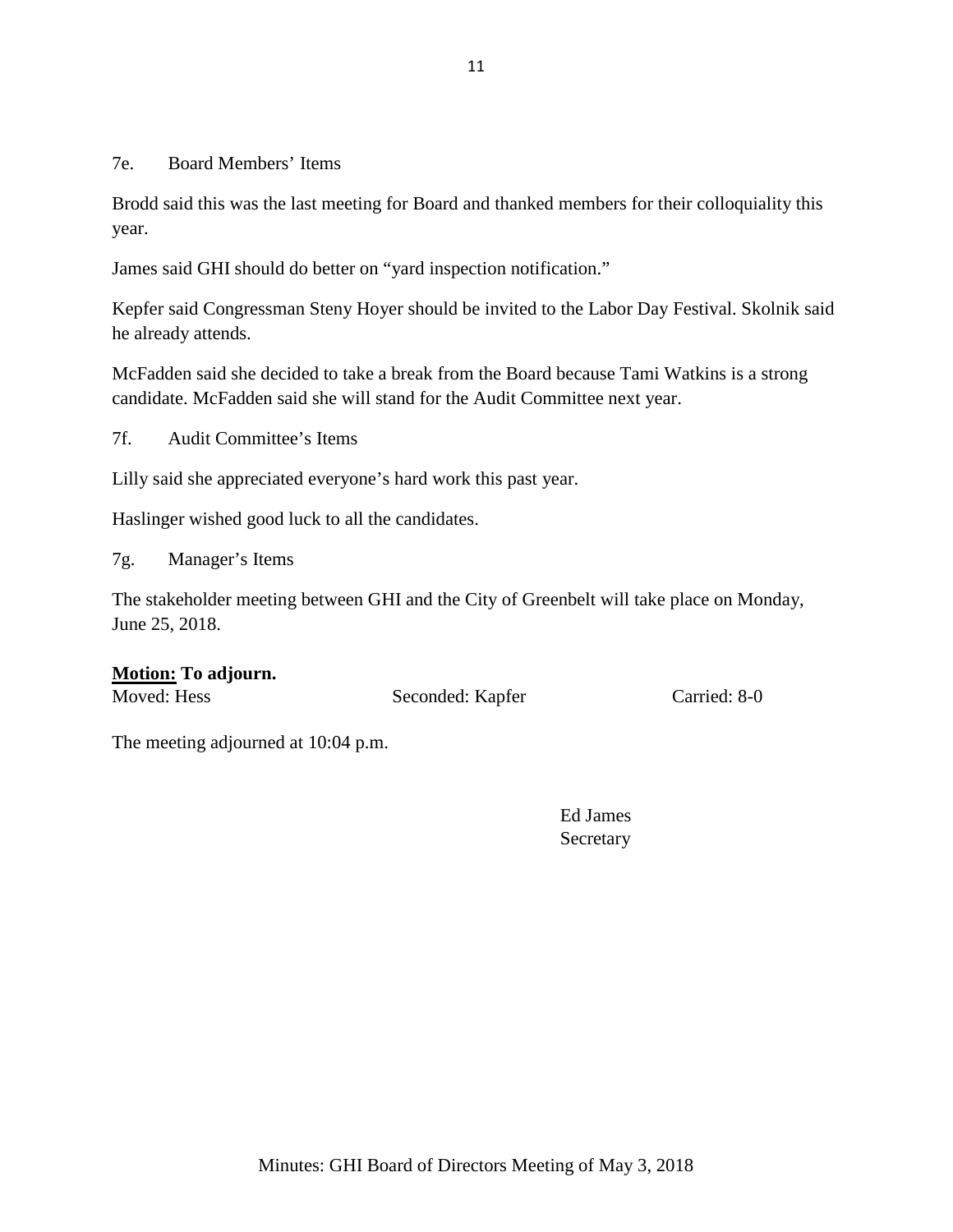7e. Board Members' Items

Brodd said this was the last meeting for Board and thanked members for their colloquiality this year.

James said GHI should do better on "yard inspection notification."

Kepfer said Congressman Steny Hoyer should be invited to the Labor Day Festival. Skolnik said he already attends.

McFadden said she decided to take a break from the Board because Tami Watkins is a strong candidate. McFadden said she will stand for the Audit Committee next year.

7f. Audit Committee's Items

Lilly said she appreciated everyone's hard work this past year.

Haslinger wished good luck to all the candidates.

7g. Manager's Items

The stakeholder meeting between GHI and the City of Greenbelt will take place on Monday, June 25, 2018.

**Motion: To adjourn.**

Moved: Hess Seconded: Kapfer Carried: 8-0

The meeting adjourned at 10:04 p.m.

Ed James
Secretary